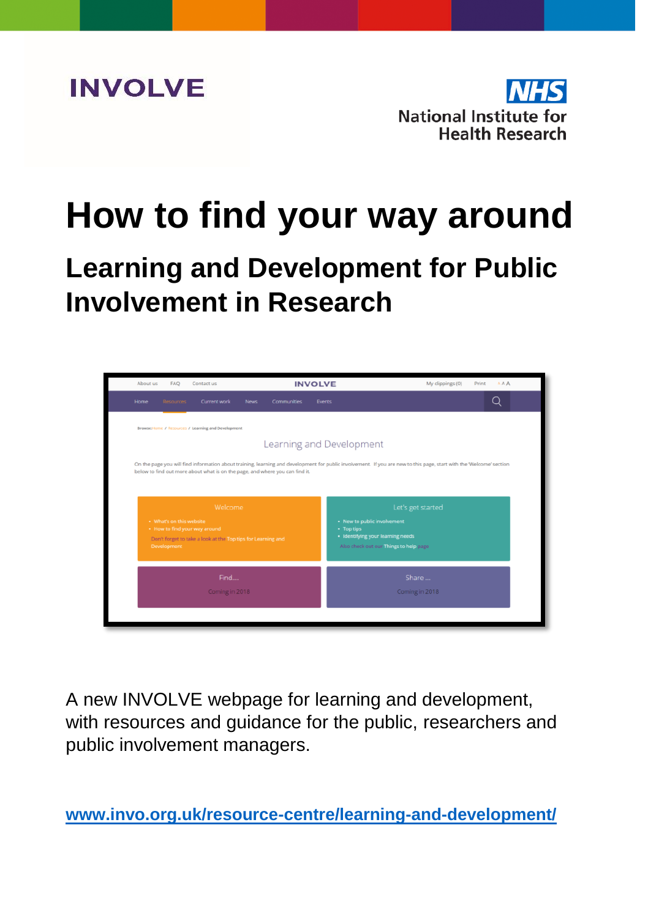INVOLVE

NHS National Institute for Health Research

# How to find your way around

## Learning and Development for Public Involvement in Research

A new INVOLVE webpage for learning and development, with resources and guidance for the public, researchers and public involvement managers.

**www.invo.org.uk/resource-centre/learning-and-development/**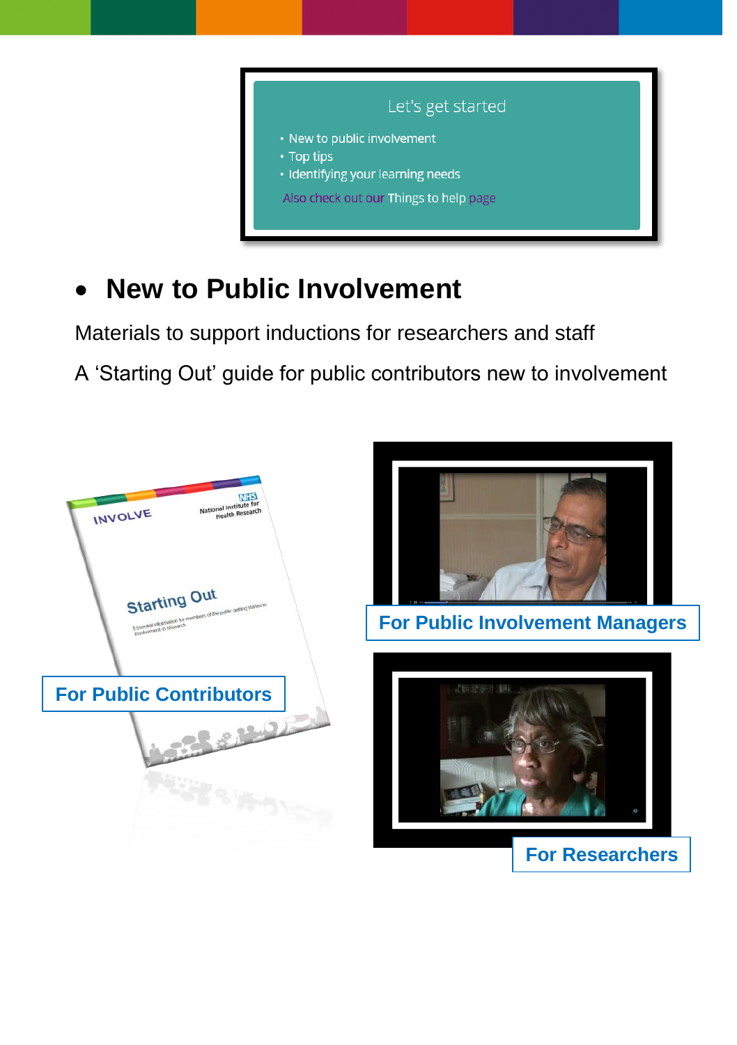Let's get started

- New to public involvement
- Top tips
- Identifying your learning needs

Also check out our Things to help page

## New to Public Involvement

Materials to support inductions for researchers and staff

A 'Starting Out' guide for public contributors new to involvement

For Public Contributors

For Public Involvement Managers

For Researchers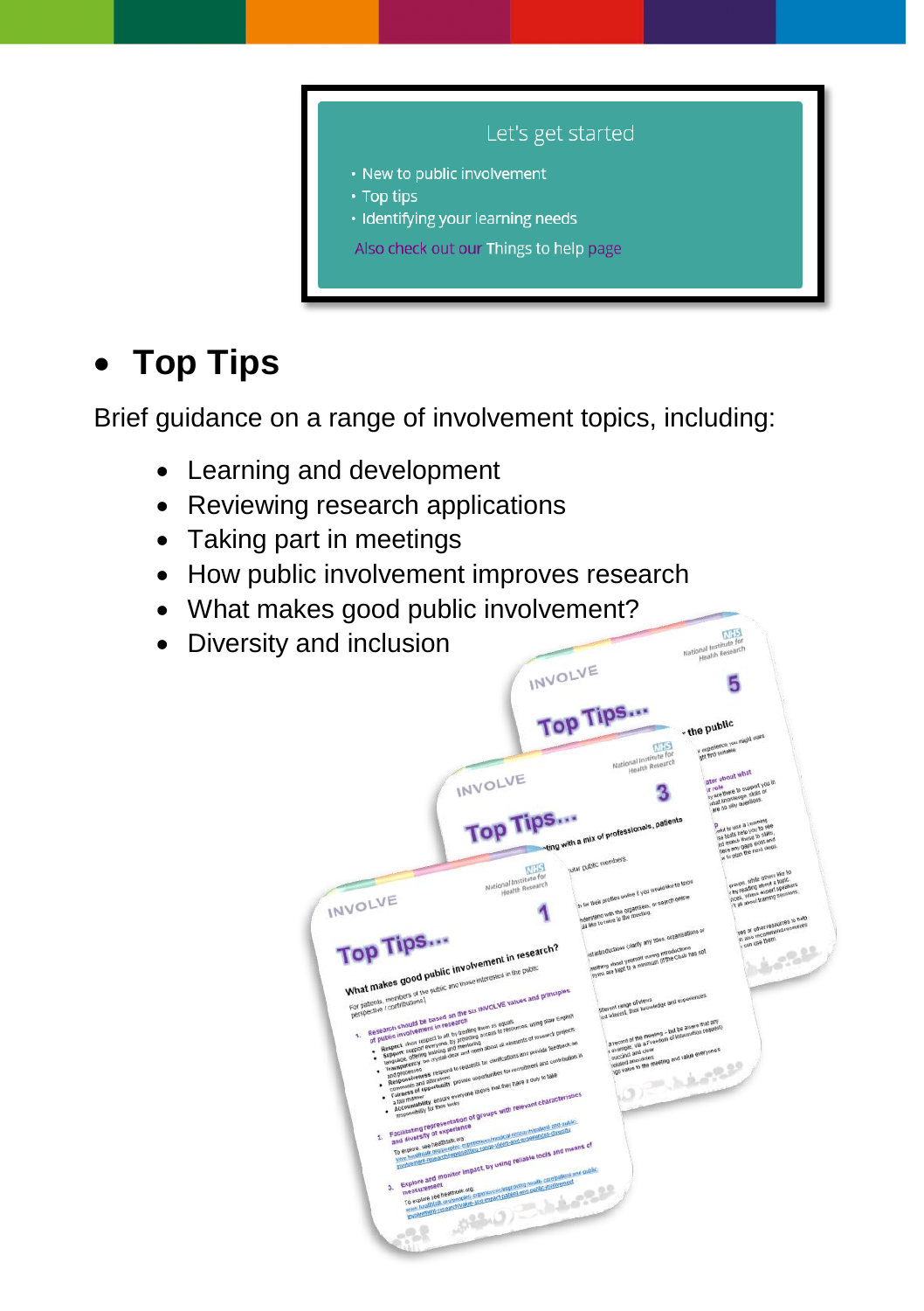Let's get started

- New to public involvement
- Top tips
- Identifying your learning needs

Also check out our Things to help page

## • Top Tips

Brief guidance on a range of involvement topics, including:

- Learning and development
- Reviewing research applications
- Taking part in meetings
- How public involvement improves research
- What makes good public involvement?
- Diversity and inclusion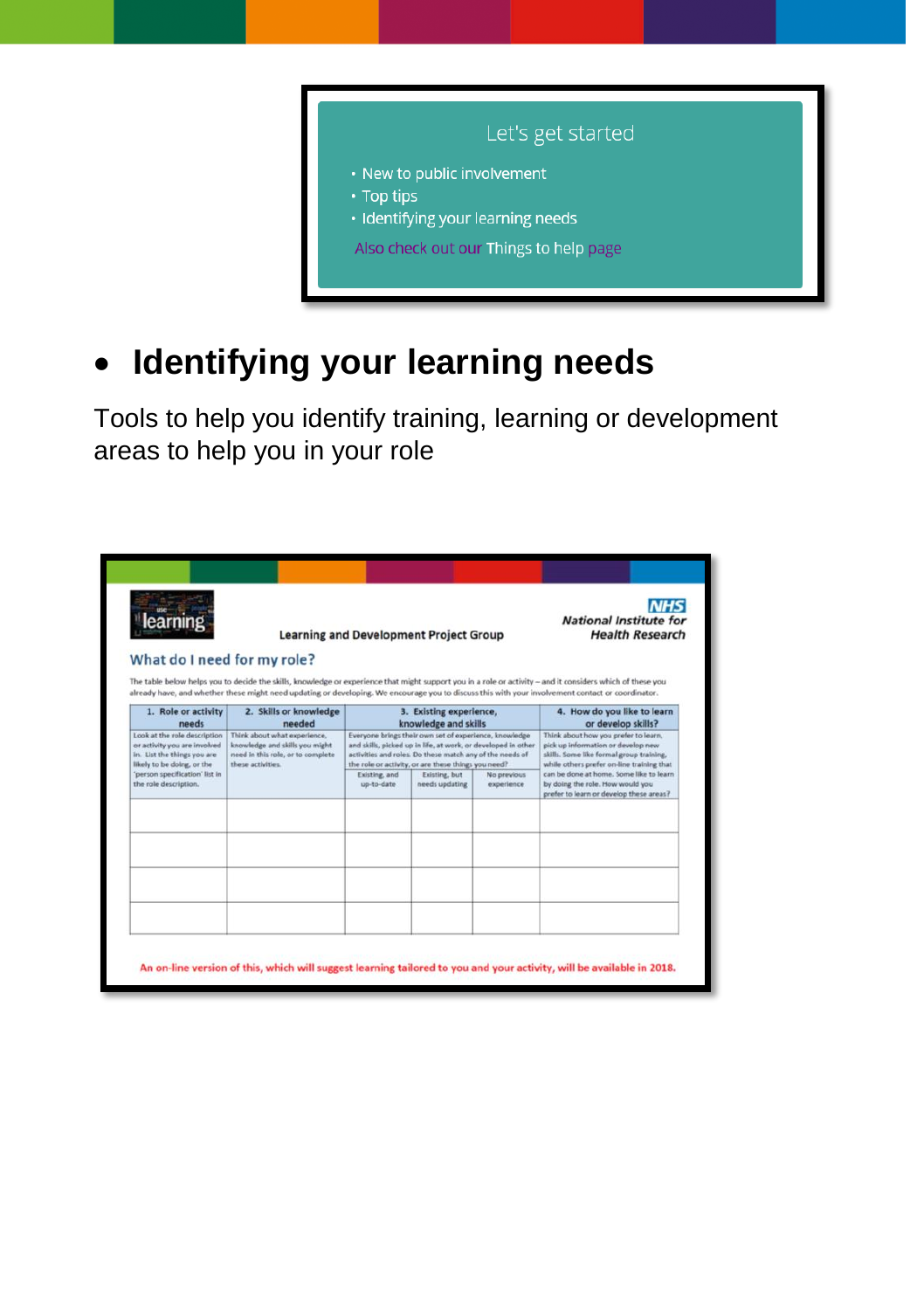Let's get started

- New to public involvement
- Top tips
- Identifying your learning needs

Also check out our Things to help page

- ## Identifying your learning needs

Tools to help you identify training, learning or development areas to help you in your role

learning

Learning and Development Project Group

NHS
*National Institute for Health Research*

### What do I need for my role?

The table below helps you to decide the skills, knowledge or experience that might support you in a role or activity – and it considers which of these you already have, and whether these might need updating or developing. We encourage you to discuss this with your involvement contact or coordinator.

| 1. Role or activity needs | 2. Skills or knowledge needed | 3. Existing experience, knowledge and skills | | | 4. How do you like to learn or develop skills? |
|---|---|---|---|---|---|
| Look at the role description or activity you are involved in. List the things you are likely to be doing, or the 'person specification' list in the role description. | Think about what experience, knowledge and skills you might need in this role, or to complete these activities. | Everyone brings their own set of experience, knowledge and skills, picked up in life, at work, or developed in other activities and roles. Do these match any of the needs of the role or activity, or are these things you need? | | | Think about how you prefer to learn, pick up information or develop new skills. Some like formal group training, while others prefer on-line training that can be done at home. Some like to learn by doing the role. How would you prefer to learn or develop these areas? |
| | | Existing, and up-to-date | Existing, but needs updating | No previous experience | |
| | | | | | |
| | | | | | |
| | | | | | |
| | | | | | |

An on-line version of this, which will suggest learning tailored to you and your activity, will be available in 2018.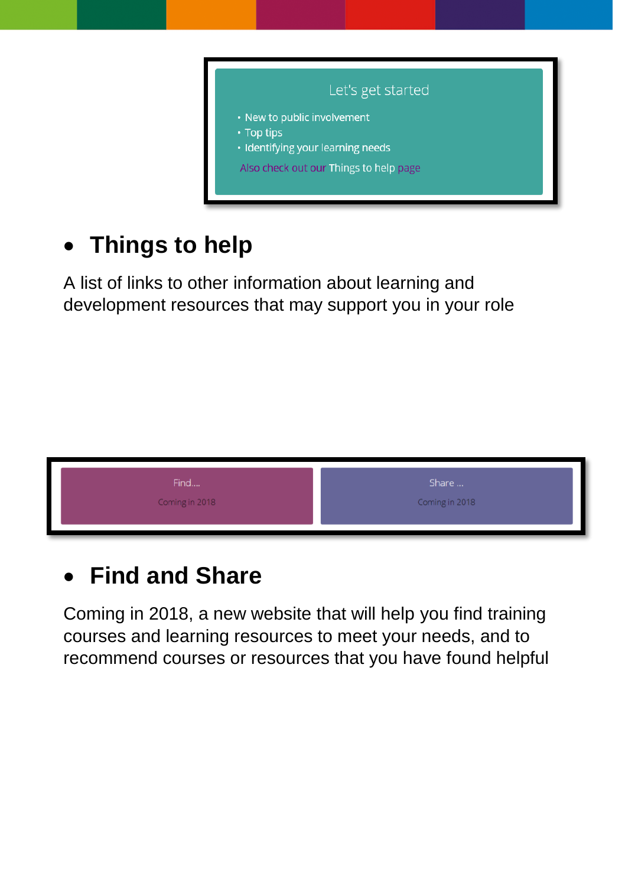Let's get started

- New to public involvement
- Top tips
- Identifying your learning needs

Also check out our Things to help page

- **Things to help**

A list of links to other information about learning and development resources that may support you in your role

Find....

Coming in 2018

Share ...

Coming in 2018

- **Find and Share**

Coming in 2018, a new website that will help you find training courses and learning resources to meet your needs, and to recommend courses or resources that you have found helpful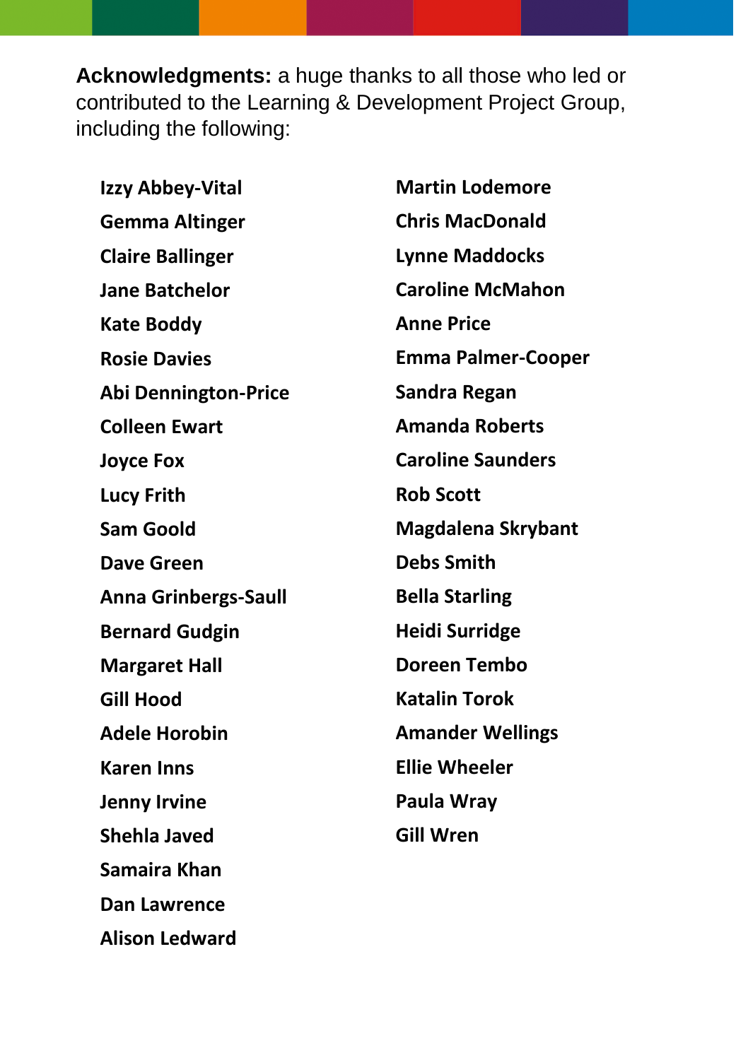**Acknowledgments:** a huge thanks to all those who led or contributed to the Learning & Development Project Group, including the following:

**Izzy Abbey-Vital**
**Gemma Altinger**
**Claire Ballinger**
**Jane Batchelor**
**Kate Boddy**
**Rosie Davies**
**Abi Dennington-Price**
**Colleen Ewart**
**Joyce Fox**
**Lucy Frith**
**Sam Goold**
**Dave Green**
**Anna Grinbergs-Saull**
**Bernard Gudgin**
**Margaret Hall**
**Gill Hood**
**Adele Horobin**
**Karen Inns**
**Jenny Irvine**
**Shehla Javed**
**Samaira Khan**
**Dan Lawrence**
**Alison Ledward**
**Martin Lodemore**
**Chris MacDonald**
**Lynne Maddocks**
**Caroline McMahon**
**Anne Price**
**Emma Palmer-Cooper**
**Sandra Regan**
**Amanda Roberts**
**Caroline Saunders**
**Rob Scott**
**Magdalena Skrybant**
**Debs Smith**
**Bella Starling**
**Heidi Surridge**
**Doreen Tembo**
**Katalin Torok**
**Amander Wellings**
**Ellie Wheeler**
**Paula Wray**
**Gill Wren**